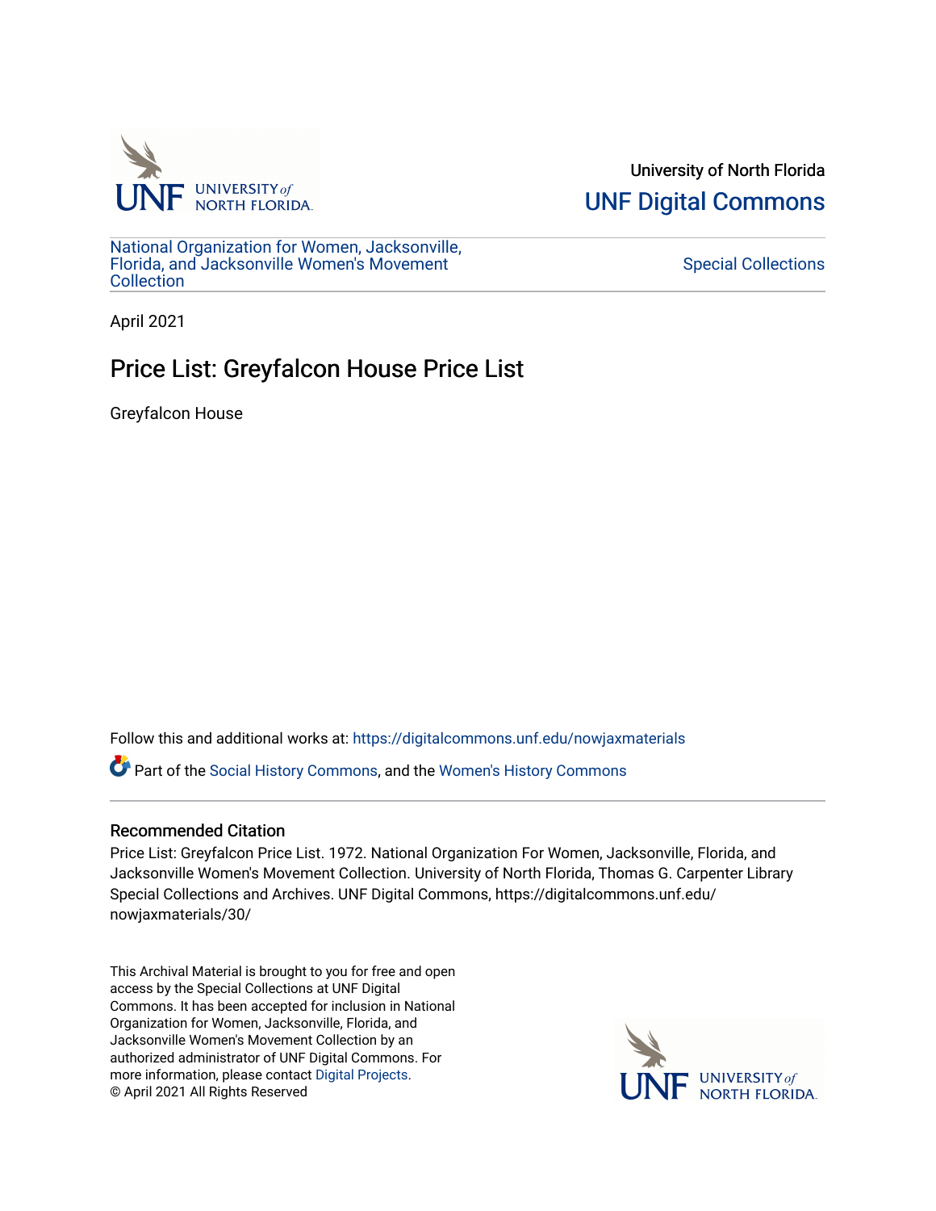University of North Florida

UNF Digital Commons

National Organization for Women, Jacksonville, Florida, and Jacksonville Women's Movement Collection

Special Collections

April 2021

# Price List: Greyfalcon House Price List

Greyfalcon House

Follow this and additional works at: https://digitalcommons.unf.edu/nowjaxmaterials

Part of the Social History Commons, and the Women's History Commons

## Recommended Citation

Price List: Greyfalcon Price List. 1972. National Organization For Women, Jacksonville, Florida, and Jacksonville Women's Movement Collection. University of North Florida, Thomas G. Carpenter Library Special Collections and Archives. UNF Digital Commons, https://digitalcommons.unf.edu/nowjaxmaterials/30/

This Archival Material is brought to you for free and open access by the Special Collections at UNF Digital Commons. It has been accepted for inclusion in National Organization for Women, Jacksonville, Florida, and Jacksonville Women's Movement Collection by an authorized administrator of UNF Digital Commons. For more information, please contact Digital Projects.
© April 2021 All Rights Reserved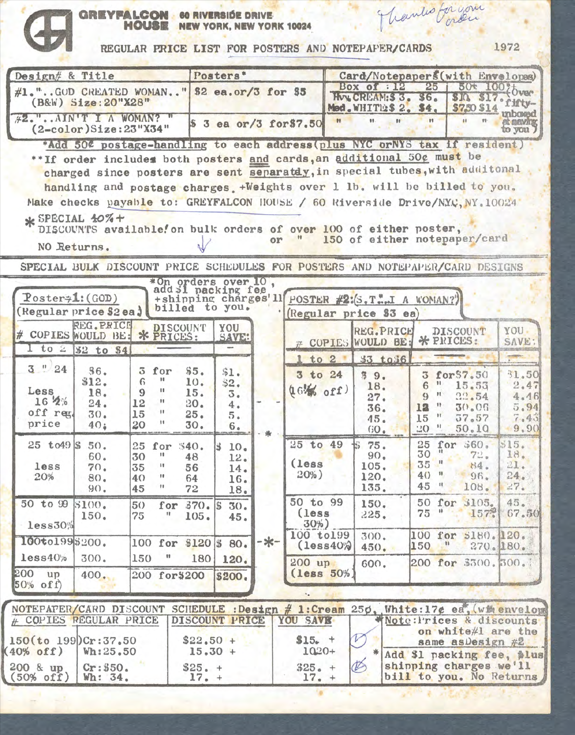GREYFALCON HOUSE 60 RIVERSIDE DRIVE NEW YORK, NEW YORK 10024

Thanks for your order

## REGULAR PRICE LIST FOR POSTERS AND NOTEPAPER/CARDS

1972

| Design# & Title | Posters* | Card/Notepapers(with Envelopes) | |
|---|---|---|---|
| | | Box of : 12 25 | 50+ 100+ |
| #1."..GOD CREATED WOMAN.." (B&W) Size:20"X28" | $2 ea.or/3 for $5 | Hvy.CREAM:$3. $6. Med.WHITE:$2. $4. | $10 $17. $7.50 $14 (Over fifty- unboxed at saving to you) |
| #2."..AIN'T I A WOMAN? " (2-color)Size:23"X34" | $ 3 ea or/3 for$7.50 | " " " " | " " |

*Add 50¢ postage-handling to each address(plus NYC orNYS tax if resident)

**If order includes both posters and cards,an additional 50¢ must be charged since posters are sent separatdy,in special tubes,with additonal handling and postage charges. +Weights over 1 lb. will be billed to you.

Make checks payable to: GREYFALCON HOUSE / 60 Riverside Drive/NYC,NY.10024

* SPECIAL 40%+ DISCOUNTS available! on bulk orders of over 100 of either poster, or " 150 of either notepaper/card

NO Returns.

## SPECIAL BULK DISCOUNT PRICE SCHEDULES FOR POSTERS AND NOTEPAPER/CARD DESIGNS

*On orders over 10, add $1 packing fee +shipping charges'll billed to you.

Poster#1:(GOD) (Regular price $2 ea.)

| # COPIES | REG.PRICE WOULD BE: | * DISCOUNT PRICES: | YOU SAVE: |
|---|---|---|---|
| 1 to 2 | $2 to $4 | —— | — |
| 3 " 24 Less 16 ½% off reg. price | $6. $12. 18. 24. 30. 40. | 3 for $5. 6 " 10. 9 " 15. 12 " 20. 15 " 25. 20 " 30. | $1. $2. 3. 4. 5. 6. |
| 25 to49 less 20% | $ 50. 60. 70. 80. 90. | 25 for $40. 30 " 48 35 " 56 40 " 64 45 " 72 | $ 10. 12. 14. 16. 18. |
| 50 to 99 less30% | $100. 150. | 50 for $70. 75 " 105. | $ 30. 45. |
| 100to199 less40% | $200. 300. | 100 for $120 150 " 180 | $ 80. 120. |
| 200 up 50% off | 400. | 200 for$200 | $200. |

POSTER #2:(S.T...I A WOMAN?) (Regular price $3 ea)

| # COPIES | REG.PRICE WOULD BE: | * DISCOUNT PRICES: | YOU SAVE: |
|---|---|---|---|
| 1 to 2 | $3 to$6 | —— | — |
| 3 to 24 (16⅔% off) | $ 9. 18. 27. 36. 45. 60. | 3 for$7.50 6 " 15.53 9 " 22.54 12 " 30.06 15 " 37.57 20 " 50.10 | $1.50 2.47 4.46 5.94 7.43 9.90 |
| 25 to 49 (less 20%) | $ 75. 90. 105. 120. 135. | 25 for $60. 30 " 72. 35 " 84. 40 " 96. 45 " 108. | $15. 18. 21. 24. 27. |
| 50 to 99 (less 30%) | 150. 225. | 50 for $105. 75 " 157.50 | 45. 67.50 |
| 100 to199 (less40%) | 300. 450. | 100 for $180. 150 " 270. | 120. 180. |
| 200 up (less 50%) | 600. | 200 for $300. | 300. |

NOTEPAPER/CARD DISCOUNT SCHEDULE :Design # 1:Cream 25¢, White:17¢ ea.(with envelope)

| # COPIES | REGULAR PRICE | DISCOUNT PRICE | YOU SAVE |
|---|---|---|---|
| 150(to 199) (40% off) | Cr:37.50 Wh:25.50 | $22.50 + 15.30 + | $15. + 10.20+ |
| 200 & up (50% off) | Cr:$50. Wh: 34. | $25. + 17. + | $25. + 17. + |

*Note:Prices & discounts on white#1 are the same asDesign #2

* Add $1 packing fee, plus shipping charges we'll bill to you. No Returns